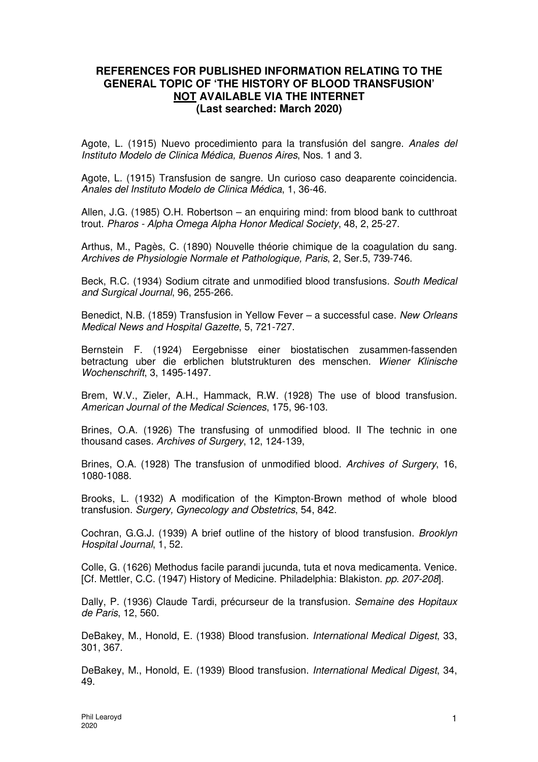# REFERENCES FOR PUBLISHED INFORMATION RELATING TO THE GENERAL TOPIC OF 'THE HISTORY OF BLOOD TRANSFUSION' <u>NOT</u> AVAILABLE VIA THE INTERNET (Last searched: March 2020)

Agote, L. (1915) Nuevo procedimiento para la transfusión del sangre. *Anales del Instituto Modelo de Clinica Médica, Buenos Aires*, Nos. 1 and 3.

Agote, L. (1915) Transfusion de sangre. Un curioso caso deaparente coincidencia. *Anales del Instituto Modelo de Clinica Médica*, 1, 36-46.

Allen, J.G. (1985) O.H. Robertson – an enquiring mind: from blood bank to cutthroat trout. *Pharos - Alpha Omega Alpha Honor Medical Society*, 48, 2, 25-27.

Arthus, M., Pagès, C. (1890) Nouvelle théorie chimique de la coagulation du sang. *Archives de Physiologie Normale et Pathologique, Paris*, 2, Ser.5, 739-746.

Beck, R.C. (1934) Sodium citrate and unmodified blood transfusions. *South Medical and Surgical Journal*, 96, 255-266.

Benedict, N.B. (1859) Transfusion in Yellow Fever – a successful case. *New Orleans Medical News and Hospital Gazette*, 5, 721-727.

Bernstein F. (1924) Eergebnisse einer biostatischen zusammen-fassenden betractung uber die erblichen blutstrukturen des menschen. *Wiener Klinische Wochenschrift*, 3, 1495-1497.

Brem, W.V., Zieler, A.H., Hammack, R.W. (1928) The use of blood transfusion. *American Journal of the Medical Sciences*, 175, 96-103.

Brines, O.A. (1926) The transfusing of unmodified blood. II The technic in one thousand cases. *Archives of Surgery*, 12, 124-139,

Brines, O.A. (1928) The transfusion of unmodified blood. *Archives of Surgery*, 16, 1080-1088.

Brooks, L. (1932) A modification of the Kimpton-Brown method of whole blood transfusion. *Surgery, Gynecology and Obstetrics*, 54, 842.

Cochran, G.G.J. (1939) A brief outline of the history of blood transfusion. *Brooklyn Hospital Journal*, 1, 52.

Colle, G. (1626) Methodus facile parandi jucunda, tuta et nova medicamenta. Venice. [Cf. Mettler, C.C. (1947) History of Medicine. Philadelphia: Blakiston. *pp. 207-208*].

Dally, P. (1936) Claude Tardi, précurseur de la transfusion. *Semaine des Hopitaux de Paris*, 12, 560.

DeBakey, M., Honold, E. (1938) Blood transfusion. *International Medical Digest*, 33, 301, 367.

DeBakey, M., Honold, E. (1939) Blood transfusion. *International Medical Digest*, 34, 49.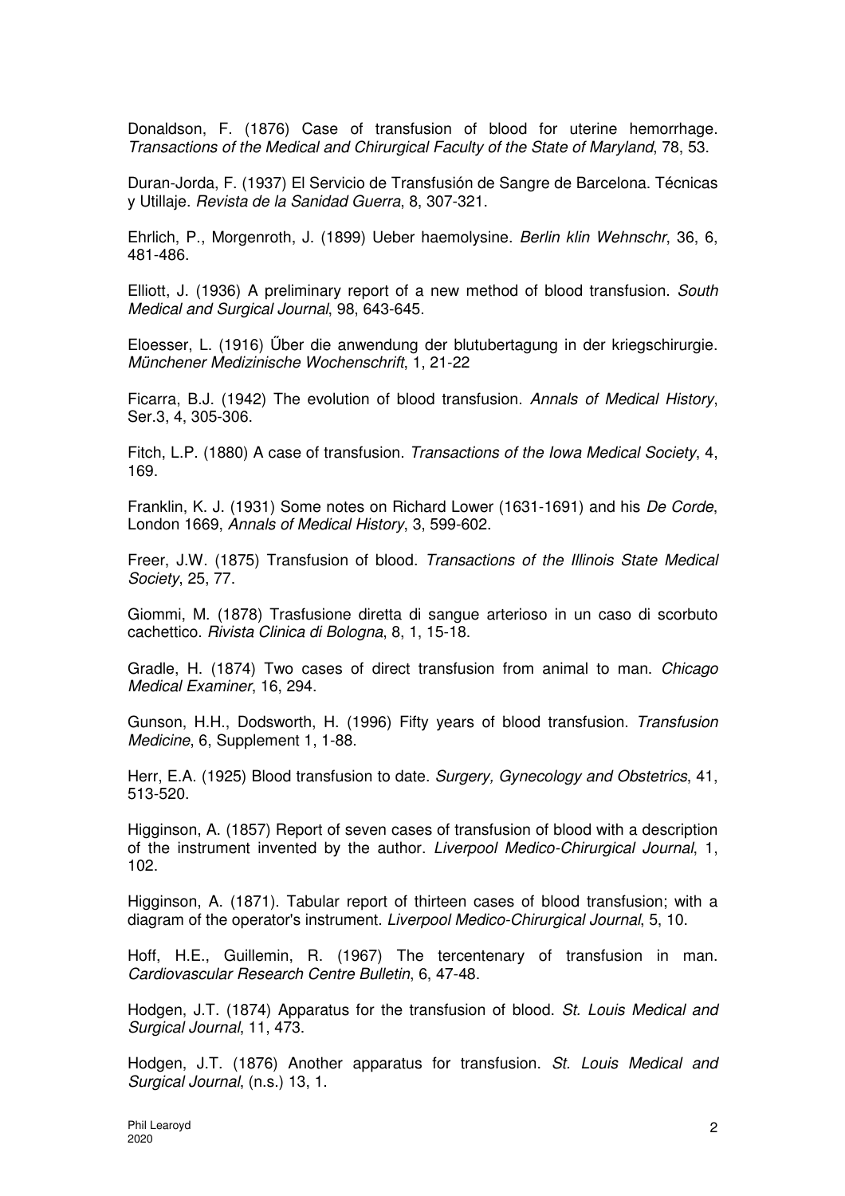Donaldson, F. (1876) Case of transfusion of blood for uterine hemorrhage. *Transactions of the Medical and Chirurgical Faculty of the State of Maryland*, 78, 53.

Duran-Jorda, F. (1937) El Servicio de Transfusión de Sangre de Barcelona. Técnicas y Utillaje. *Revista de la Sanidad Guerra*, 8, 307-321.

Ehrlich, P., Morgenroth, J. (1899) Ueber haemolysine. *Berlin klin Wehnschr*, 36, 6, 481-486.

Elliott, J. (1936) A preliminary report of a new method of blood transfusion. *South Medical and Surgical Journal*, 98, 643-645.

Eloesser, L. (1916) Űber die anwendung der blutubertagung in der kriegschirurgie. *Münchener Medizinische Wochenschrift*, 1, 21-22

Ficarra, B.J. (1942) The evolution of blood transfusion. *Annals of Medical History*, Ser.3, 4, 305-306.

Fitch, L.P. (1880) A case of transfusion. *Transactions of the Iowa Medical Society*, 4, 169.

Franklin, K. J. (1931) Some notes on Richard Lower (1631-1691) and his *De Corde*, London 1669, *Annals of Medical History*, 3, 599-602.

Freer, J.W. (1875) Transfusion of blood. *Transactions of the Illinois State Medical Society*, 25, 77.

Giommi, M. (1878) Trasfusione diretta di sangue arterioso in un caso di scorbuto cachettico. *Rivista Clinica di Bologna*, 8, 1, 15-18.

Gradle, H. (1874) Two cases of direct transfusion from animal to man. *Chicago Medical Examiner*, 16, 294.

Gunson, H.H., Dodsworth, H. (1996) Fifty years of blood transfusion. *Transfusion Medicine*, 6, Supplement 1, 1-88.

Herr, E.A. (1925) Blood transfusion to date. *Surgery, Gynecology and Obstetrics*, 41, 513-520.

Higginson, A. (1857) Report of seven cases of transfusion of blood with a description of the instrument invented by the author. *Liverpool Medico-Chirurgical Journal*, 1, 102.

Higginson, A. (1871). Tabular report of thirteen cases of blood transfusion; with a diagram of the operator's instrument. *Liverpool Medico-Chirurgical Journal*, 5, 10.

Hoff, H.E., Guillemin, R. (1967) The tercentenary of transfusion in man. *Cardiovascular Research Centre Bulletin*, 6, 47-48.

Hodgen, J.T. (1874) Apparatus for the transfusion of blood. *St. Louis Medical and Surgical Journal*, 11, 473.

Hodgen, J.T. (1876) Another apparatus for transfusion. *St. Louis Medical and Surgical Journal*, (n.s.) 13, 1.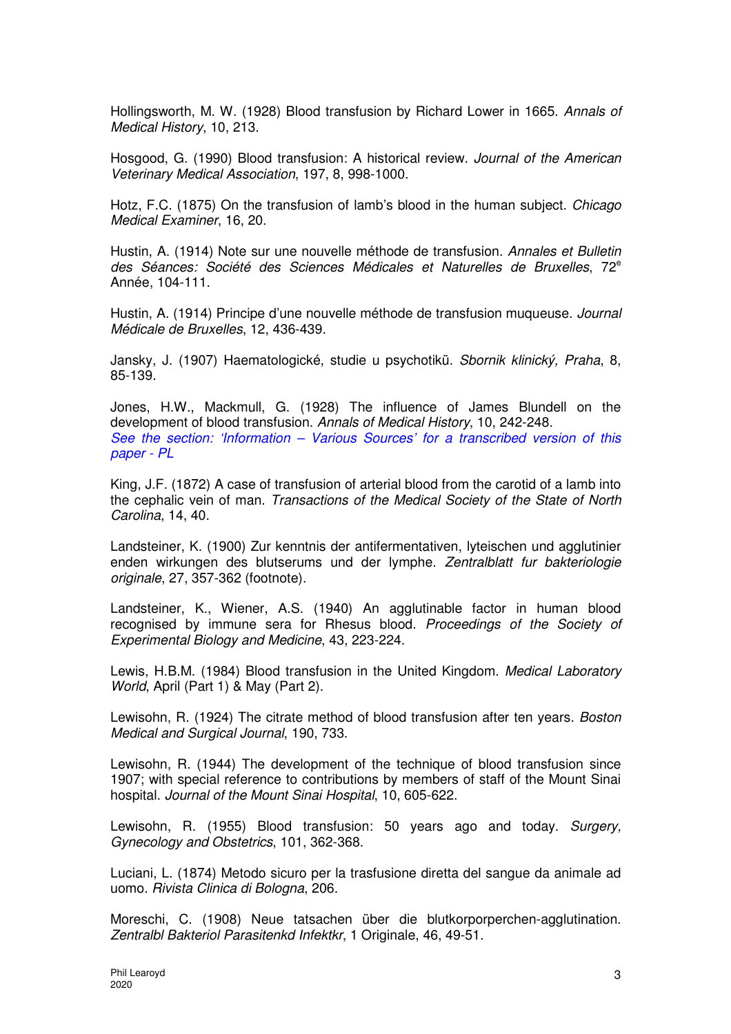Hollingsworth, M. W. (1928) Blood transfusion by Richard Lower in 1665. *Annals of Medical History*, 10, 213.

Hosgood, G. (1990) Blood transfusion: A historical review. *Journal of the American Veterinary Medical Association*, 197, 8, 998-1000.

Hotz, F.C. (1875) On the transfusion of lamb's blood in the human subject. *Chicago Medical Examiner*, 16, 20.

Hustin, A. (1914) Note sur une nouvelle méthode de transfusion. *Annales et Bulletin des Séances: Société des Sciences Médicales et Naturelles de Bruxelles*, 72e Année, 104-111.

Hustin, A. (1914) Principe d'une nouvelle méthode de transfusion muqueuse. *Journal Médicale de Bruxelles*, 12, 436-439.

Jansky, J. (1907) Haematologické, studie u psychotikü. *Sbornik klinický, Praha*, 8, 85-139.

Jones, H.W., Mackmull, G. (1928) The influence of James Blundell on the development of blood transfusion. *Annals of Medical History*, 10, 242-248.
*See the section: 'Information – Various Sources' for a transcribed version of this paper - PL*

King, J.F. (1872) A case of transfusion of arterial blood from the carotid of a lamb into the cephalic vein of man. *Transactions of the Medical Society of the State of North Carolina*, 14, 40.

Landsteiner, K. (1900) Zur kenntnis der antifermentativen, lyteischen und agglutinier enden wirkungen des blutserums und der lymphe. *Zentralblatt fur bakteriologie originale*, 27, 357-362 (footnote).

Landsteiner, K., Wiener, A.S. (1940) An agglutinable factor in human blood recognised by immune sera for Rhesus blood. *Proceedings of the Society of Experimental Biology and Medicine*, 43, 223-224.

Lewis, H.B.M. (1984) Blood transfusion in the United Kingdom. *Medical Laboratory World*, April (Part 1) & May (Part 2).

Lewisohn, R. (1924) The citrate method of blood transfusion after ten years. *Boston Medical and Surgical Journal*, 190, 733.

Lewisohn, R. (1944) The development of the technique of blood transfusion since 1907; with special reference to contributions by members of staff of the Mount Sinai hospital. *Journal of the Mount Sinai Hospital*, 10, 605-622.

Lewisohn, R. (1955) Blood transfusion: 50 years ago and today. *Surgery, Gynecology and Obstetrics*, 101, 362-368.

Luciani, L. (1874) Metodo sicuro per la trasfusione diretta del sangue da animale ad uomo. *Rivista Clinica di Bologna*, 206.

Moreschi, C. (1908) Neue tatsachen über die blutkorporperchen-agglutination. *Zentralbl Bakteriol Parasitenkd Infektkr*, 1 Originale, 46, 49-51.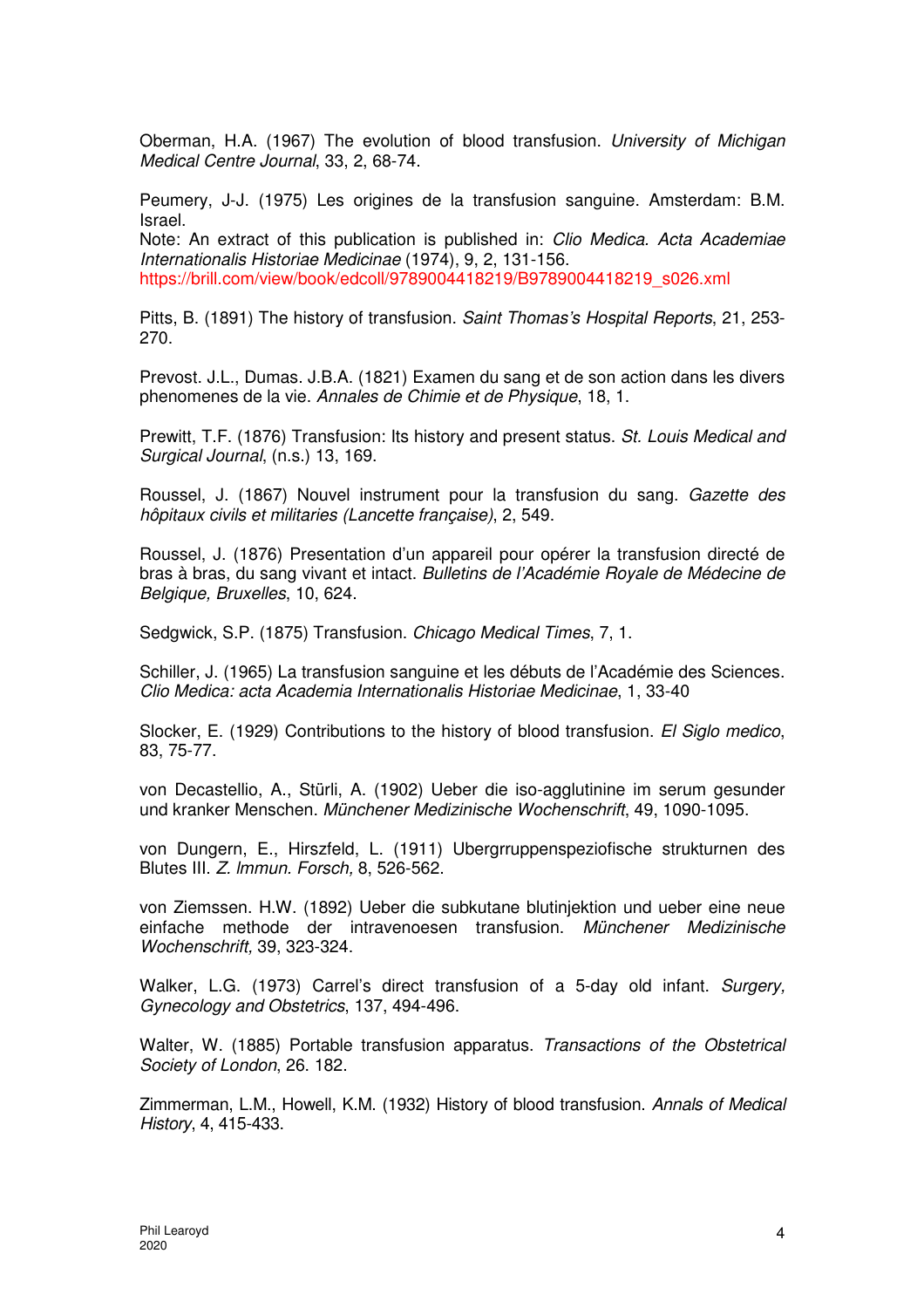Oberman, H.A. (1967) The evolution of blood transfusion. *University of Michigan Medical Centre Journal*, 33, 2, 68-74.

Peumery, J-J. (1975) Les origines de la transfusion sanguine. Amsterdam: B.M. Israel.
Note: An extract of this publication is published in: *Clio Medica. Acta Academiae Internationalis Historiae Medicinae* (1974), 9, 2, 131-156.
https://brill.com/view/book/edcoll/9789004418219/B9789004418219_s026.xml

Pitts, B. (1891) The history of transfusion. *Saint Thomas's Hospital Reports*, 21, 253-270.

Prevost. J.L., Dumas. J.B.A. (1821) Examen du sang et de son action dans les divers phenomenes de la vie. *Annales de Chimie et de Physique*, 18, 1.

Prewitt, T.F. (1876) Transfusion: Its history and present status. *St. Louis Medical and Surgical Journal*, (n.s.) 13, 169.

Roussel, J. (1867) Nouvel instrument pour la transfusion du sang. *Gazette des hôpitaux civils et militaries (Lancette française)*, 2, 549.

Roussel, J. (1876) Presentation d'un appareil pour opérer la transfusion directé de bras à bras, du sang vivant et intact. *Bulletins de l'Académie Royale de Médecine de Belgique, Bruxelles*, 10, 624.

Sedgwick, S.P. (1875) Transfusion. *Chicago Medical Times*, 7, 1.

Schiller, J. (1965) La transfusion sanguine et les débuts de l'Académie des Sciences. *Clio Medica: acta Academia Internationalis Historiae Medicinae*, 1, 33-40

Slocker, E. (1929) Contributions to the history of blood transfusion. *El Siglo medico*, 83, 75-77.

von Decastellio, A., Stürli, A. (1902) Ueber die iso-agglutinine im serum gesunder und kranker Menschen. *Münchener Medizinische Wochenschrift*, 49, 1090-1095.

von Dungern, E., Hirszfeld, L. (1911) Ubergrruppenspeziofische strukturnen des Blutes III. *Z. Immun. Forsch,* 8, 526-562.

von Ziemssen. H.W. (1892) Ueber die subkutane blutinjektion und ueber eine neue einfache methode der intravenoesen transfusion. *Münchener Medizinische Wochenschrift,* 39, 323-324.

Walker, L.G. (1973) Carrel's direct transfusion of a 5-day old infant. *Surgery, Gynecology and Obstetrics*, 137, 494-496.

Walter, W. (1885) Portable transfusion apparatus. *Transactions of the Obstetrical Society of London*, 26. 182.

Zimmerman, L.M., Howell, K.M. (1932) History of blood transfusion. *Annals of Medical History*, 4, 415-433.